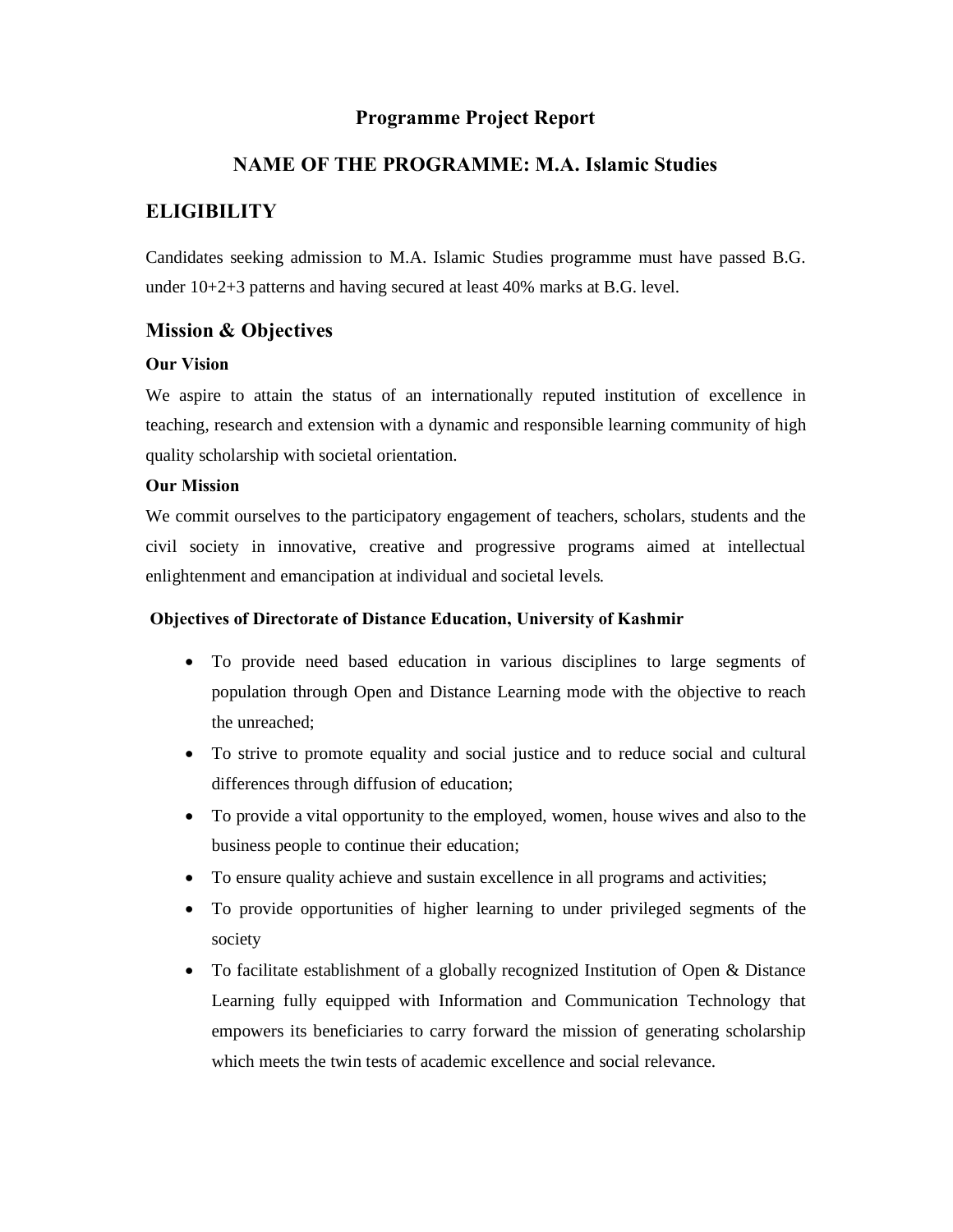# Programme Project Report

## NAME OF THE PROGRAMME: M.A. Islamic Studies

## ELIGIBILITY

Candidates seeking admission to M.A. Islamic Studies programme must have passed B.G. under 10+2+3 patterns and having secured at least 40% marks at B.G. level.

## Mission & Objectives

### Our Vision

We aspire to attain the status of an internationally reputed institution of excellence in teaching, research and extension with a dynamic and responsible learning community of high quality scholarship with societal orientation.

### Our Mission

We commit ourselves to the participatory engagement of teachers, scholars, students and the civil society in innovative, creative and progressive programs aimed at intellectual enlightenment and emancipation at individual and societal levels.

### Objectives of Directorate of Distance Education, University of Kashmir

- To provide need based education in various disciplines to large segments of population through Open and Distance Learning mode with the objective to reach the unreached;
- To strive to promote equality and social justice and to reduce social and cultural differences through diffusion of education;
- To provide a vital opportunity to the employed, women, house wives and also to the business people to continue their education;
- To ensure quality achieve and sustain excellence in all programs and activities;
- To provide opportunities of higher learning to under privileged segments of the society
- To facilitate establishment of a globally recognized Institution of Open & Distance Learning fully equipped with Information and Communication Technology that empowers its beneficiaries to carry forward the mission of generating scholarship which meets the twin tests of academic excellence and social relevance.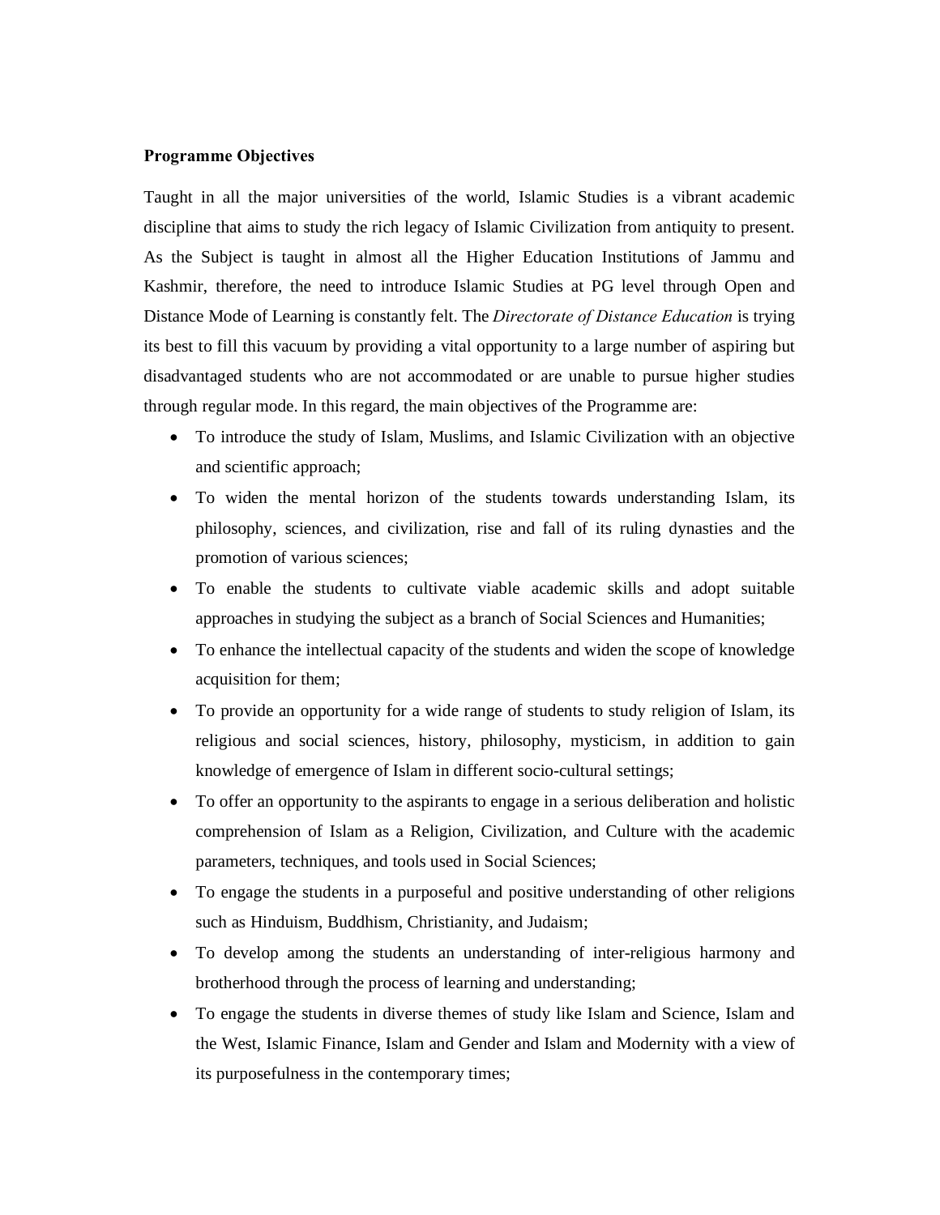**Programme Objectives**

Taught in all the major universities of the world, Islamic Studies is a vibrant academic discipline that aims to study the rich legacy of Islamic Civilization from antiquity to present. As the Subject is taught in almost all the Higher Education Institutions of Jammu and Kashmir, therefore, the need to introduce Islamic Studies at PG level through Open and Distance Mode of Learning is constantly felt. The *Directorate of Distance Education* is trying its best to fill this vacuum by providing a vital opportunity to a large number of aspiring but disadvantaged students who are not accommodated or are unable to pursue higher studies through regular mode. In this regard, the main objectives of the Programme are:

- To introduce the study of Islam, Muslims, and Islamic Civilization with an objective and scientific approach;
- To widen the mental horizon of the students towards understanding Islam, its philosophy, sciences, and civilization, rise and fall of its ruling dynasties and the promotion of various sciences;
- To enable the students to cultivate viable academic skills and adopt suitable approaches in studying the subject as a branch of Social Sciences and Humanities;
- To enhance the intellectual capacity of the students and widen the scope of knowledge acquisition for them;
- To provide an opportunity for a wide range of students to study religion of Islam, its religious and social sciences, history, philosophy, mysticism, in addition to gain knowledge of emergence of Islam in different socio-cultural settings;
- To offer an opportunity to the aspirants to engage in a serious deliberation and holistic comprehension of Islam as a Religion, Civilization, and Culture with the academic parameters, techniques, and tools used in Social Sciences;
- To engage the students in a purposeful and positive understanding of other religions such as Hinduism, Buddhism, Christianity, and Judaism;
- To develop among the students an understanding of inter-religious harmony and brotherhood through the process of learning and understanding;
- To engage the students in diverse themes of study like Islam and Science, Islam and the West, Islamic Finance, Islam and Gender and Islam and Modernity with a view of its purposefulness in the contemporary times;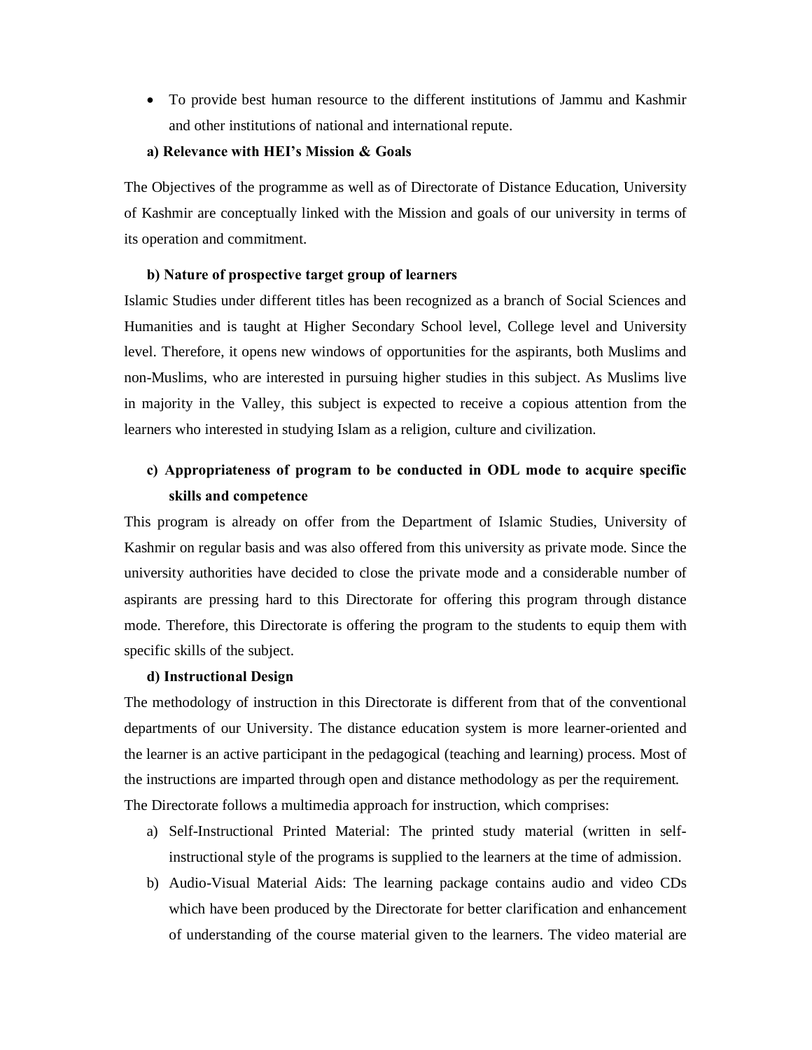- To provide best human resource to the different institutions of Jammu and Kashmir and other institutions of national and international repute.

**a) Relevance with HEI's Mission & Goals**

The Objectives of the programme as well as of Directorate of Distance Education, University of Kashmir are conceptually linked with the Mission and goals of our university in terms of its operation and commitment.

**b) Nature of prospective target group of learners**

Islamic Studies under different titles has been recognized as a branch of Social Sciences and Humanities and is taught at Higher Secondary School level, College level and University level. Therefore, it opens new windows of opportunities for the aspirants, both Muslims and non-Muslims, who are interested in pursuing higher studies in this subject. As Muslims live in majority in the Valley, this subject is expected to receive a copious attention from the learners who interested in studying Islam as a religion, culture and civilization.

**c) Appropriateness of program to be conducted in ODL mode to acquire specific skills and competence**

This program is already on offer from the Department of Islamic Studies, University of Kashmir on regular basis and was also offered from this university as private mode. Since the university authorities have decided to close the private mode and a considerable number of aspirants are pressing hard to this Directorate for offering this program through distance mode. Therefore, this Directorate is offering the program to the students to equip them with specific skills of the subject.

**d) Instructional Design**

The methodology of instruction in this Directorate is different from that of the conventional departments of our University. The distance education system is more learner-oriented and the learner is an active participant in the pedagogical (teaching and learning) process. Most of the instructions are imparted through open and distance methodology as per the requirement. The Directorate follows a multimedia approach for instruction, which comprises:

a) Self-Instructional Printed Material: The printed study material (written in self-instructional style of the programs is supplied to the learners at the time of admission.

b) Audio-Visual Material Aids: The learning package contains audio and video CDs which have been produced by the Directorate for better clarification and enhancement of understanding of the course material given to the learners. The video material are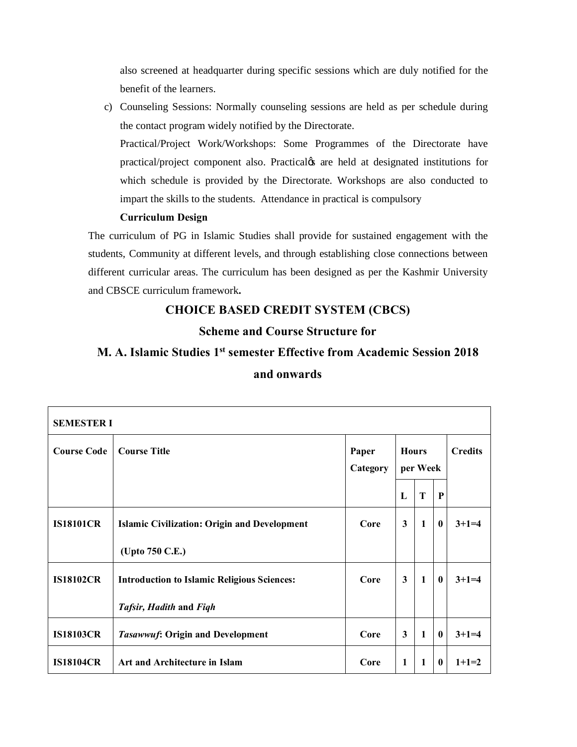also screened at headquarter during specific sessions which are duly notified for the benefit of the learners.

c) Counseling Sessions: Normally counseling sessions are held as per schedule during the contact program widely notified by the Directorate.

   Practical/Project Work/Workshops: Some Programmes of the Directorate have practical/project component also. Practicalgs are held at designated institutions for which schedule is provided by the Directorate. Workshops are also conducted to impart the skills to the students. Attendance in practical is compulsory

   **Curriculum Design**

The curriculum of PG in Islamic Studies shall provide for sustained engagement with the students, Community at different levels, and through establishing close connections between different curricular areas. The curriculum has been designed as per the Kashmir University and CBSCE curriculum framework**.**

## CHOICE BASED CREDIT SYSTEM (CBCS)

## Scheme and Course Structure for

## M. A. Islamic Studies 1st semester Effective from Academic Session 2018 and onwards

| **SEMESTER I** | | | | | | |
|---|---|---|---|---|---|---|
| **Course Code** | **Course Title** | **Paper Category** | **Hours per Week** | | | **Credits** |
| | | | **L** | **T** | **P** | |
| **IS18101CR** | **Islamic Civilization: Origin and Development (Upto 750 C.E.)** | **Core** | **3** | **1** | **0** | **3+1=4** |
| **IS18102CR** | **Introduction to Islamic Religious Sciences: *Tafsir, Hadith* and *Fiqh*** | **Core** | **3** | **1** | **0** | **3+1=4** |
| **IS18103CR** | ***Tasawwuf*: Origin and Development** | **Core** | **3** | **1** | **0** | **3+1=4** |
| **IS18104CR** | **Art and Architecture in Islam** | **Core** | **1** | **1** | **0** | **1+1=2** |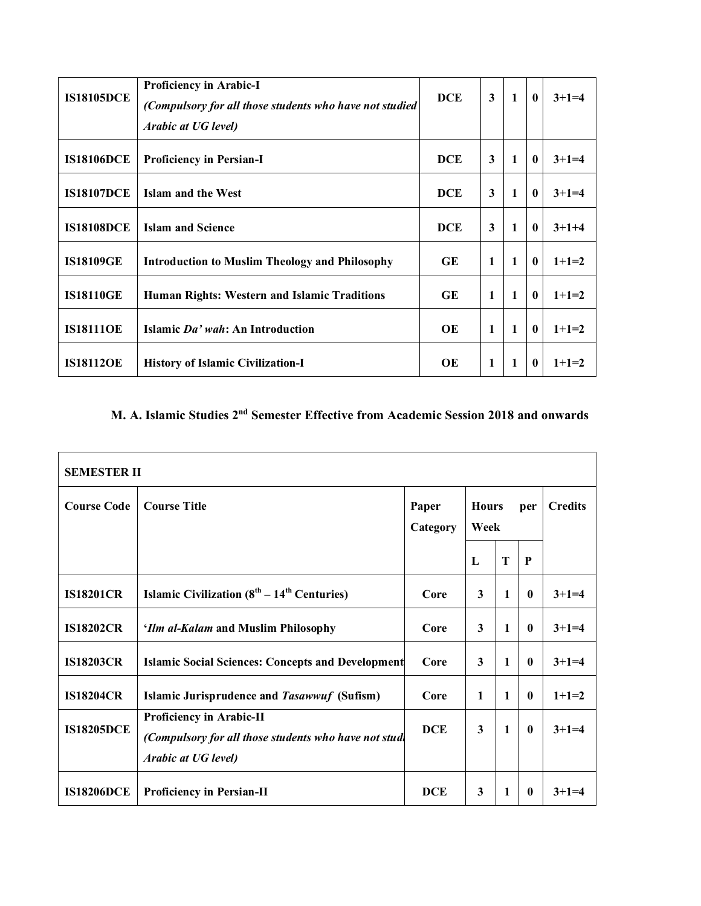| | | | | | | |
|---|---|---|---|---|---|---|
| **IS18105DCE** | **Proficiency in Arabic-I** *(Compulsory for all those students who have not studied Arabic at UG level)* | **DCE** | **3** | **1** | **0** | **3+1=4** |
| **IS18106DCE** | **Proficiency in Persian-I** | **DCE** | **3** | **1** | **0** | **3+1=4** |
| **IS18107DCE** | **Islam and the West** | **DCE** | **3** | **1** | **0** | **3+1=4** |
| **IS18108DCE** | **Islam and Science** | **DCE** | **3** | **1** | **0** | **3+1+4** |
| **IS18109GE** | **Introduction to Muslim Theology and Philosophy** | **GE** | **1** | **1** | **0** | **1+1=2** |
| **IS18110GE** | **Human Rights: Western and Islamic Traditions** | **GE** | **1** | **1** | **0** | **1+1=2** |
| **IS18111OE** | **Islamic *Da' wah*: An Introduction** | **OE** | **1** | **1** | **0** | **1+1=2** |
| **IS18112OE** | **History of Islamic Civilization-I** | **OE** | **1** | **1** | **0** | **1+1=2** |

## M. A. Islamic Studies 2nd Semester Effective from Academic Session 2018 and onwards

| **SEMESTER II** | | | | | | |
|---|---|---|---|---|---|---|
| **Course Code** | **Course Title** | **Paper Category** | **Hours per Week** | | | **Credits** |
| | | | **L** | **T** | **P** | |
| **IS18201CR** | **Islamic Civilization ($8^{th}$ – $14^{th}$ Centuries)** | **Core** | **3** | **1** | **0** | **3+1=4** |
| **IS18202CR** | **'*Ilm al-Kalam* and Muslim Philosophy** | **Core** | **3** | **1** | **0** | **3+1=4** |
| **IS18203CR** | **Islamic Social Sciences: Concepts and Development** | **Core** | **3** | **1** | **0** | **3+1=4** |
| **IS18204CR** | **Islamic Jurisprudence and *Tasawwuf* (Sufism)** | **Core** | **1** | **1** | **0** | **1+1=2** |
| **IS18205DCE** | **Proficiency in Arabic-II** *(Compulsory for all those students who have not studi Arabic at UG level)* | **DCE** | **3** | **1** | **0** | **3+1=4** |
| **IS18206DCE** | **Proficiency in Persian-II** | **DCE** | **3** | **1** | **0** | **3+1=4** |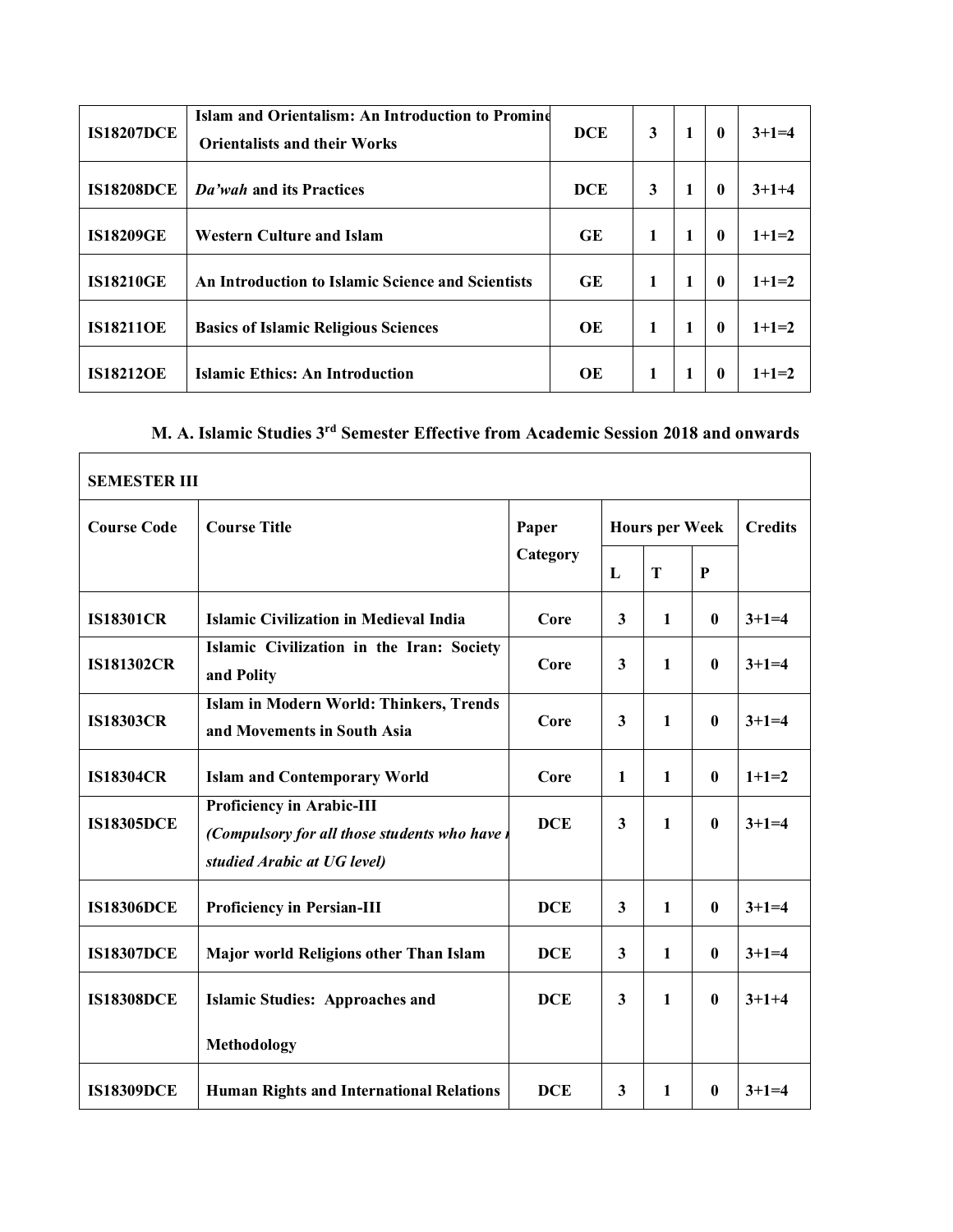| | | | | | | |
|---|---|---|---|---|---|---|
| **IS18207DCE** | **Islam and Orientalism: An Introduction to Promine Orientalists and their Works** | **DCE** | **3** | **1** | **0** | **3+1=4** |
| **IS18208DCE** | ***Da'wah* and its Practices** | **DCE** | **3** | **1** | **0** | **3+1+4** |
| **IS18209GE** | **Western Culture and Islam** | **GE** | **1** | **1** | **0** | **1+1=2** |
| **IS18210GE** | **An Introduction to Islamic Science and Scientists** | **GE** | **1** | **1** | **0** | **1+1=2** |
| **IS18211OE** | **Basics of Islamic Religious Sciences** | **OE** | **1** | **1** | **0** | **1+1=2** |
| **IS18212OE** | **Islamic Ethics: An Introduction** | **OE** | **1** | **1** | **0** | **1+1=2** |

## M. A. Islamic Studies 3rd Semester Effective from Academic Session 2018 and onwards

| **SEMESTER III** | | | | | | |
|---|---|---|---|---|---|---|
| **Course Code** | **Course Title** | **Paper Category** | **Hours per Week** | | | **Credits** |
| | | | **L** | **T** | **P** | |
| **IS18301CR** | **Islamic Civilization in Medieval India** | **Core** | **3** | **1** | **0** | **3+1=4** |
| **IS181302CR** | **Islamic Civilization in the Iran: Society and Polity** | **Core** | **3** | **1** | **0** | **3+1=4** |
| **IS18303CR** | **Islam in Modern World: Thinkers, Trends and Movements in South Asia** | **Core** | **3** | **1** | **0** | **3+1=4** |
| **IS18304CR** | **Islam and Contemporary World** | **Core** | **1** | **1** | **0** | **1+1=2** |
| **IS18305DCE** | **Proficiency in Arabic-III** ***(Compulsory for all those students who have r studied Arabic at UG level)*** | **DCE** | **3** | **1** | **0** | **3+1=4** |
| **IS18306DCE** | **Proficiency in Persian-III** | **DCE** | **3** | **1** | **0** | **3+1=4** |
| **IS18307DCE** | **Major world Religions other Than Islam** | **DCE** | **3** | **1** | **0** | **3+1=4** |
| **IS18308DCE** | **Islamic Studies: Approaches and Methodology** | **DCE** | **3** | **1** | **0** | **3+1+4** |
| **IS18309DCE** | **Human Rights and International Relations** | **DCE** | **3** | **1** | **0** | **3+1=4** |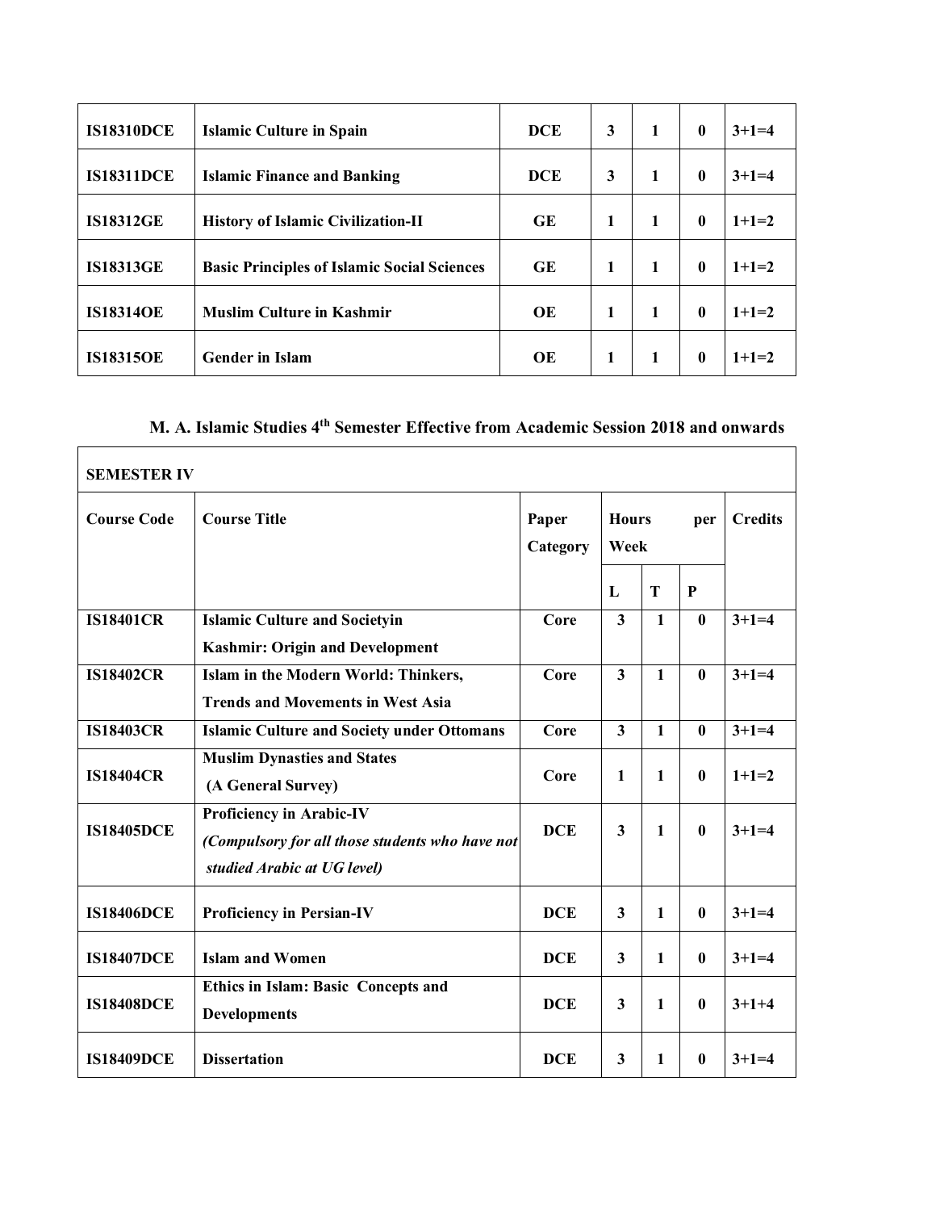| | | | | | | |
|---|---|---|---|---|---|---|
| **IS18310DCE** | **Islamic Culture in Spain** | **DCE** | **3** | **1** | **0** | **3+1=4** |
| **IS18311DCE** | **Islamic Finance and Banking** | **DCE** | **3** | **1** | **0** | **3+1=4** |
| **IS18312GE** | **History of Islamic Civilization-II** | **GE** | **1** | **1** | **0** | **1+1=2** |
| **IS18313GE** | **Basic Principles of Islamic Social Sciences** | **GE** | **1** | **1** | **0** | **1+1=2** |
| **IS18314OE** | **Muslim Culture in Kashmir** | **OE** | **1** | **1** | **0** | **1+1=2** |
| **IS18315OE** | **Gender in Islam** | **OE** | **1** | **1** | **0** | **1+1=2** |

## M. A. Islamic Studies 4th Semester Effective from Academic Session 2018 and onwards

| **SEMESTER IV** | | | | | | |
|---|---|---|---|---|---|---|
| **Course Code** | **Course Title** | **Paper Category** | **Hours per Week** | | | **Credits** |
| | | | **L** | **T** | **P** | |
| **IS18401CR** | **Islamic Culture and Societyin Kashmir: Origin and Development** | **Core** | **3** | **1** | **0** | **3+1=4** |
| **IS18402CR** | **Islam in the Modern World: Thinkers, Trends and Movements in West Asia** | **Core** | **3** | **1** | **0** | **3+1=4** |
| **IS18403CR** | **Islamic Culture and Society under Ottomans** | **Core** | **3** | **1** | **0** | **3+1=4** |
| **IS18404CR** | **Muslim Dynasties and States (A General Survey)** | **Core** | **1** | **1** | **0** | **1+1=2** |
| **IS18405DCE** | **Proficiency in Arabic-IV** ***(Compulsory for all those students who have not studied Arabic at UG level)*** | **DCE** | **3** | **1** | **0** | **3+1=4** |
| **IS18406DCE** | **Proficiency in Persian-IV** | **DCE** | **3** | **1** | **0** | **3+1=4** |
| **IS18407DCE** | **Islam and Women** | **DCE** | **3** | **1** | **0** | **3+1=4** |
| **IS18408DCE** | **Ethics in Islam: Basic Concepts and Developments** | **DCE** | **3** | **1** | **0** | **3+1+4** |
| **IS18409DCE** | **Dissertation** | **DCE** | **3** | **1** | **0** | **3+1=4** |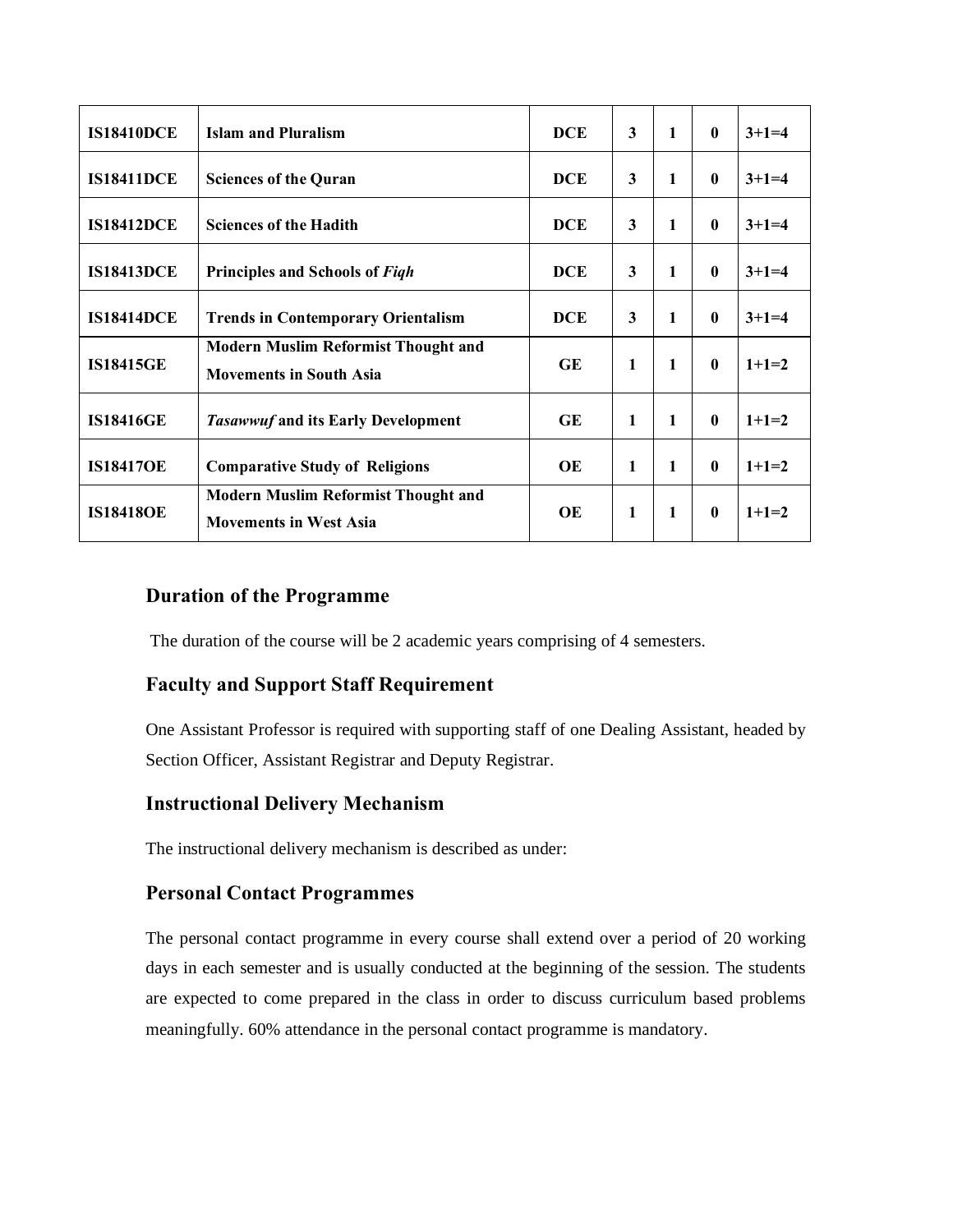| **IS18410DCE** | **Islam and Pluralism** | **DCE** | **3** | **1** | **0** | **3+1=4** |
|---|---|---|---|---|---|---|
| **IS18411DCE** | **Sciences of the Quran** | **DCE** | **3** | **1** | **0** | **3+1=4** |
| **IS18412DCE** | **Sciences of the Hadith** | **DCE** | **3** | **1** | **0** | **3+1=4** |
| **IS18413DCE** | **Principles and Schools of *Fiqh*** | **DCE** | **3** | **1** | **0** | **3+1=4** |
| **IS18414DCE** | **Trends in Contemporary Orientalism** | **DCE** | **3** | **1** | **0** | **3+1=4** |
| **IS18415GE** | **Modern Muslim Reformist Thought and Movements in South Asia** | **GE** | **1** | **1** | **0** | **1+1=2** |
| **IS18416GE** | ***Tasawwuf* and its Early Development** | **GE** | **1** | **1** | **0** | **1+1=2** |
| **IS18417OE** | **Comparative Study of Religions** | **OE** | **1** | **1** | **0** | **1+1=2** |
| **IS18418OE** | **Modern Muslim Reformist Thought and Movements in West Asia** | **OE** | **1** | **1** | **0** | **1+1=2** |

## Duration of the Programme

The duration of the course will be 2 academic years comprising of 4 semesters.

## Faculty and Support Staff Requirement

One Assistant Professor is required with supporting staff of one Dealing Assistant, headed by Section Officer, Assistant Registrar and Deputy Registrar.

## Instructional Delivery Mechanism

The instructional delivery mechanism is described as under:

## Personal Contact Programmes

The personal contact programme in every course shall extend over a period of 20 working days in each semester and is usually conducted at the beginning of the session. The students are expected to come prepared in the class in order to discuss curriculum based problems meaningfully. 60% attendance in the personal contact programme is mandatory.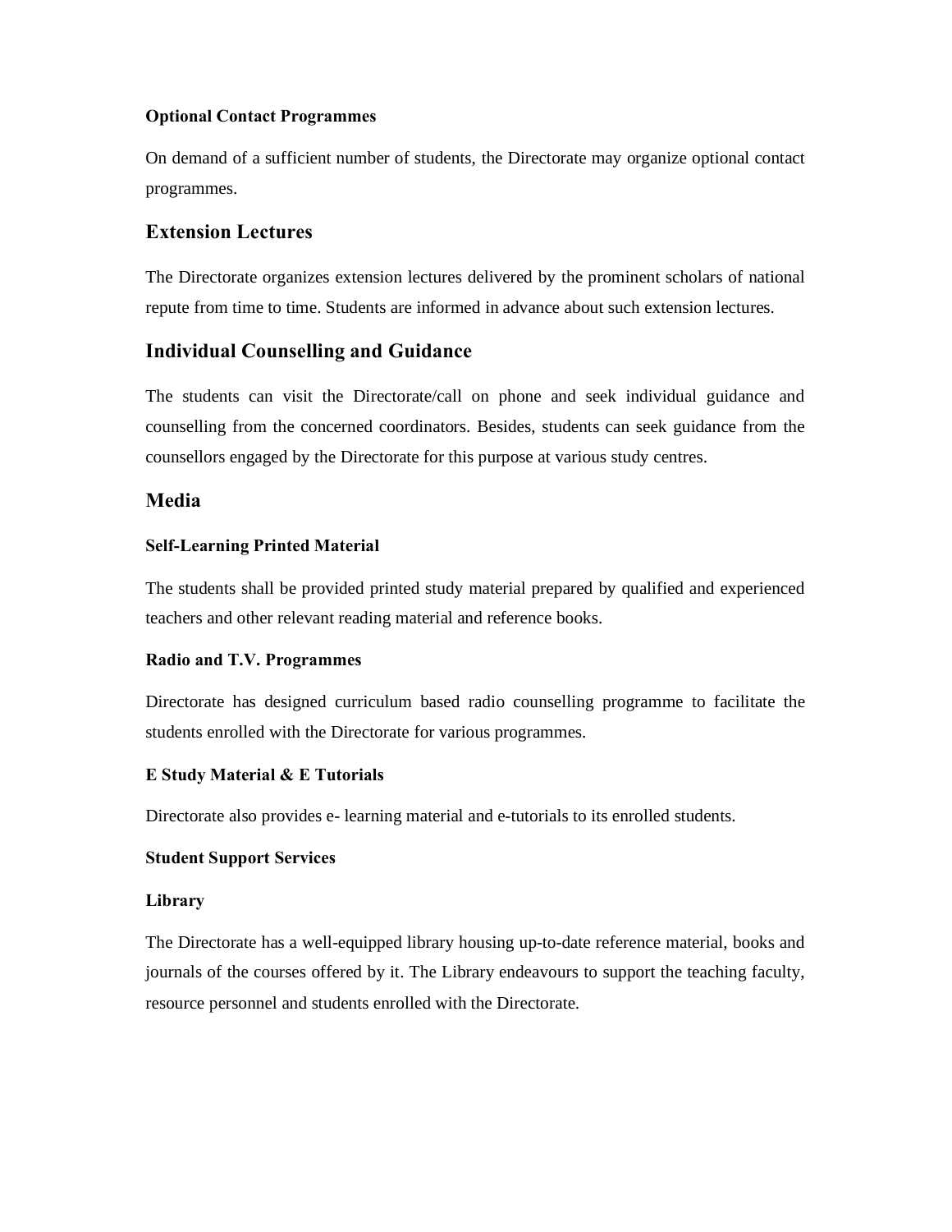#### Optional Contact Programmes

On demand of a sufficient number of students, the Directorate may organize optional contact programmes.

### Extension Lectures

The Directorate organizes extension lectures delivered by the prominent scholars of national repute from time to time. Students are informed in advance about such extension lectures.

### Individual Counselling and Guidance

The students can visit the Directorate/call on phone and seek individual guidance and counselling from the concerned coordinators. Besides, students can seek guidance from the counsellors engaged by the Directorate for this purpose at various study centres.

### Media

#### Self-Learning Printed Material

The students shall be provided printed study material prepared by qualified and experienced teachers and other relevant reading material and reference books.

#### Radio and T.V. Programmes

Directorate has designed curriculum based radio counselling programme to facilitate the students enrolled with the Directorate for various programmes.

#### E Study Material & E Tutorials

Directorate also provides e- learning material and e-tutorials to its enrolled students.

#### Student Support Services

#### Library

The Directorate has a well-equipped library housing up-to-date reference material, books and journals of the courses offered by it. The Library endeavours to support the teaching faculty, resource personnel and students enrolled with the Directorate.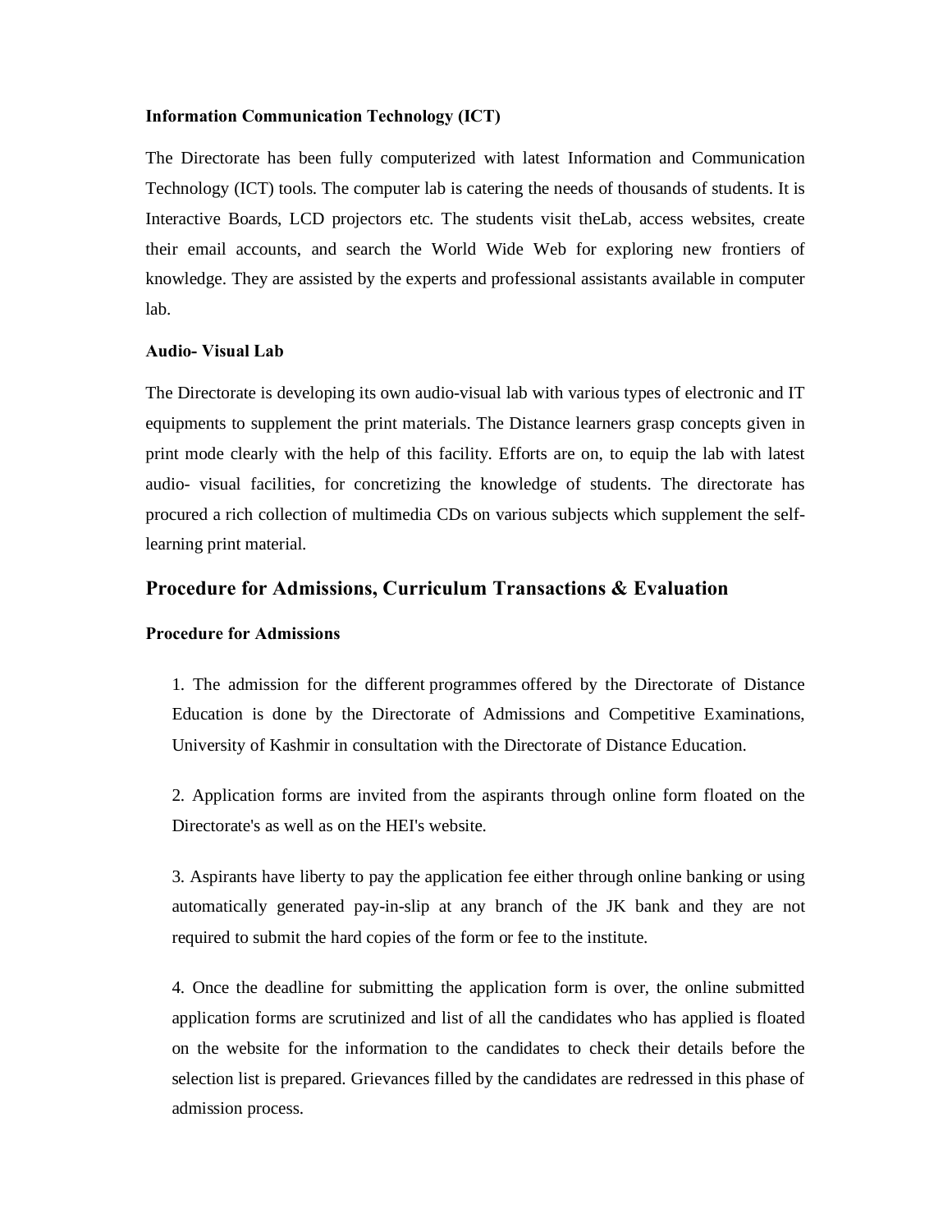**Information Communication Technology (ICT)**

The Directorate has been fully computerized with latest Information and Communication Technology (ICT) tools. The computer lab is catering the needs of thousands of students. It is Interactive Boards, LCD projectors etc. The students visit theLab, access websites, create their email accounts, and search the World Wide Web for exploring new frontiers of knowledge. They are assisted by the experts and professional assistants available in computer lab.

**Audio- Visual Lab**

The Directorate is developing its own audio-visual lab with various types of electronic and IT equipments to supplement the print materials. The Distance learners grasp concepts given in print mode clearly with the help of this facility. Efforts are on, to equip the lab with latest audio- visual facilities, for concretizing the knowledge of students. The directorate has procured a rich collection of multimedia CDs on various subjects which supplement the self-learning print material.

## Procedure for Admissions, Curriculum Transactions & Evaluation

**Procedure for Admissions**

1. The admission for the different programmes offered by the Directorate of Distance Education is done by the Directorate of Admissions and Competitive Examinations, University of Kashmir in consultation with the Directorate of Distance Education.

2. Application forms are invited from the aspirants through online form floated on the Directorate's as well as on the HEI's website.

3. Aspirants have liberty to pay the application fee either through online banking or using automatically generated pay-in-slip at any branch of the JK bank and they are not required to submit the hard copies of the form or fee to the institute.

4. Once the deadline for submitting the application form is over, the online submitted application forms are scrutinized and list of all the candidates who has applied is floated on the website for the information to the candidates to check their details before the selection list is prepared. Grievances filled by the candidates are redressed in this phase of admission process.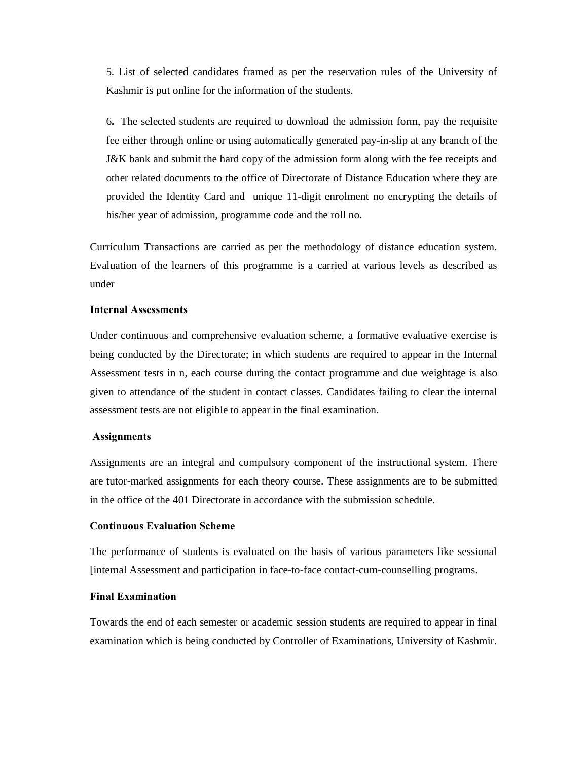5. List of selected candidates framed as per the reservation rules of the University of Kashmir is put online for the information of the students.

6. The selected students are required to download the admission form, pay the requisite fee either through online or using automatically generated pay-in-slip at any branch of the J&K bank and submit the hard copy of the admission form along with the fee receipts and other related documents to the office of Directorate of Distance Education where they are provided the Identity Card and unique 11-digit enrolment no encrypting the details of his/her year of admission, programme code and the roll no.

Curriculum Transactions are carried as per the methodology of distance education system. Evaluation of the learners of this programme is a carried at various levels as described as under

**Internal Assessments**

Under continuous and comprehensive evaluation scheme, a formative evaluative exercise is being conducted by the Directorate; in which students are required to appear in the Internal Assessment tests in n, each course during the contact programme and due weightage is also given to attendance of the student in contact classes. Candidates failing to clear the internal assessment tests are not eligible to appear in the final examination.

**Assignments**

Assignments are an integral and compulsory component of the instructional system. There are tutor-marked assignments for each theory course. These assignments are to be submitted in the office of the 401 Directorate in accordance with the submission schedule.

**Continuous Evaluation Scheme**

The performance of students is evaluated on the basis of various parameters like sessional [internal Assessment and participation in face-to-face contact-cum-counselling programs.

**Final Examination**

Towards the end of each semester or academic session students are required to appear in final examination which is being conducted by Controller of Examinations, University of Kashmir.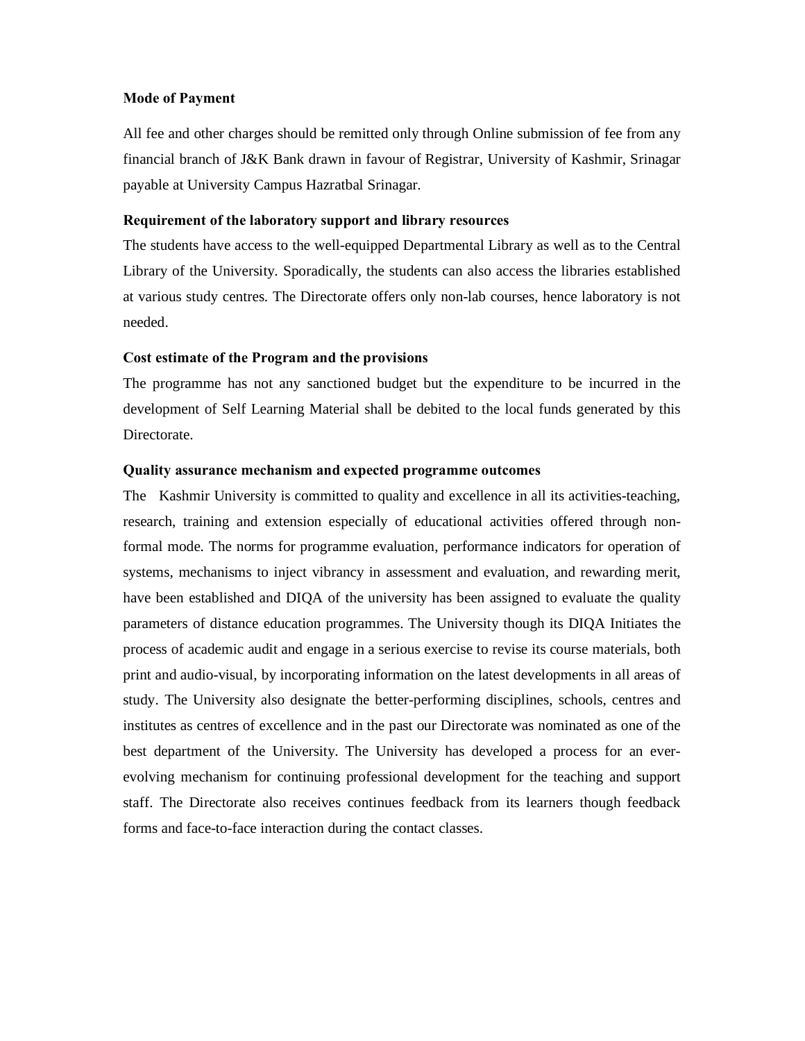**Mode of Payment**

All fee and other charges should be remitted only through Online submission of fee from any financial branch of J&K Bank drawn in favour of Registrar, University of Kashmir, Srinagar payable at University Campus Hazratbal Srinagar.

**Requirement of the laboratory support and library resources**

The students have access to the well-equipped Departmental Library as well as to the Central Library of the University. Sporadically, the students can also access the libraries established at various study centres. The Directorate offers only non-lab courses, hence laboratory is not needed.

**Cost estimate of the Program and the provisions**

The programme has not any sanctioned budget but the expenditure to be incurred in the development of Self Learning Material shall be debited to the local funds generated by this Directorate.

**Quality assurance mechanism and expected programme outcomes**

The Kashmir University is committed to quality and excellence in all its activities-teaching, research, training and extension especially of educational activities offered through non-formal mode. The norms for programme evaluation, performance indicators for operation of systems, mechanisms to inject vibrancy in assessment and evaluation, and rewarding merit, have been established and DIQA of the university has been assigned to evaluate the quality parameters of distance education programmes. The University though its DIQA Initiates the process of academic audit and engage in a serious exercise to revise its course materials, both print and audio-visual, by incorporating information on the latest developments in all areas of study. The University also designate the better-performing disciplines, schools, centres and institutes as centres of excellence and in the past our Directorate was nominated as one of the best department of the University. The University has developed a process for an ever-evolving mechanism for continuing professional development for the teaching and support staff. The Directorate also receives continues feedback from its learners though feedback forms and face-to-face interaction during the contact classes.